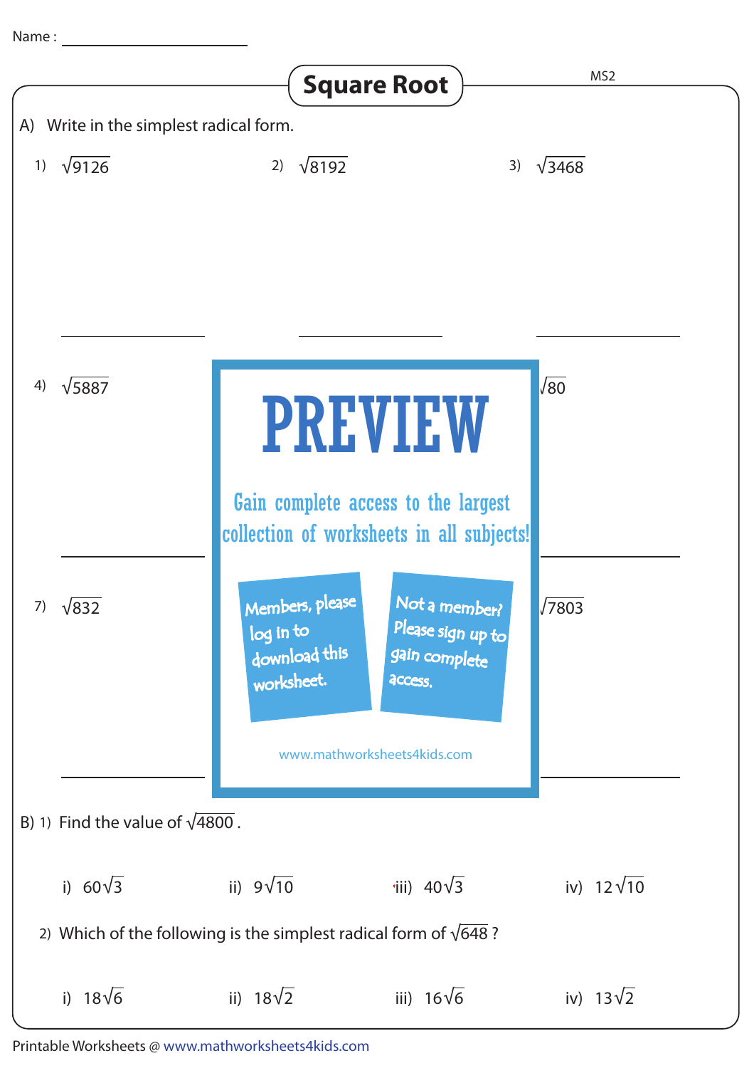Name : ____________________

# Square Root

MS2

A) Write in the simplest radical form.

1) $\sqrt{9126}$

2) $\sqrt{8192}$

3) $\sqrt{3468}$

4) $\sqrt{5887}$

6) $\sqrt{80}$

7) $\sqrt{832}$

9) $\sqrt{7803}$

PREVIEW

Gain complete access to the largest collection of worksheets in all subjects!

Members, please log in to download this worksheet.

Not a member? Please sign up to gain complete access.

www.mathworksheets4kids.com

B) 1) Find the value of $\sqrt{4800}$.

i) $60\sqrt{3}$ ii) $9\sqrt{10}$ iii) $40\sqrt{3}$ iv) $12\sqrt{10}$

2) Which of the following is the simplest radical form of $\sqrt{648}$ ?

i) $18\sqrt{6}$ ii) $18\sqrt{2}$ iii) $16\sqrt{6}$ iv) $13\sqrt{2}$

Printable Worksheets @ www.mathworksheets4kids.com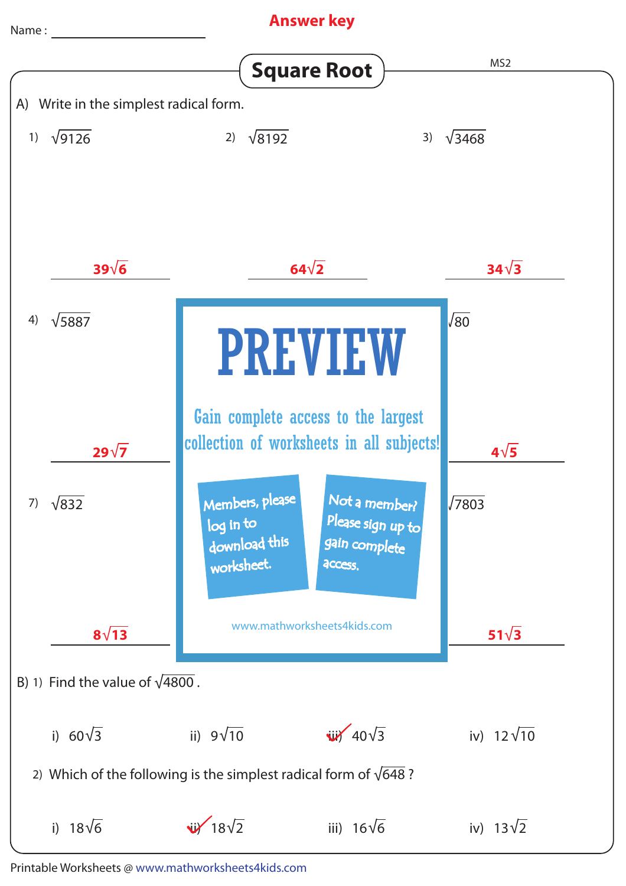Name :

**Answer key**

# Square Root

MS2

A) Write in the simplest radical form.

1) $\sqrt{9126}$ — $39\sqrt{6}$

2) $\sqrt{8192}$ — $64\sqrt{2}$

3) $\sqrt{3468}$ — $34\sqrt{3}$

4) $\sqrt{5887}$ — $29\sqrt{7}$

$\sqrt{80}$ — $4\sqrt{5}$

7) $\sqrt{832}$ — $8\sqrt{13}$

$\sqrt{7803}$ — $51\sqrt{3}$

PREVIEW

Gain complete access to the largest collection of worksheets in all subjects!

Members, please log in to download this worksheet.

Not a member? Please sign up to gain complete access.

www.mathworksheets4kids.com

B) 1) Find the value of $\sqrt{4800}$ .

i) $60\sqrt{3}$ ii) $9\sqrt{10}$ iii) $40\sqrt{3}$ ✓ iv) $12\sqrt{10}$

2) Which of the following is the simplest radical form of $\sqrt{648}$ ?

i) $18\sqrt{6}$ ii) $18\sqrt{2}$ ✓ iii) $16\sqrt{6}$ iv) $13\sqrt{2}$

Printable Worksheets @ www.mathworksheets4kids.com